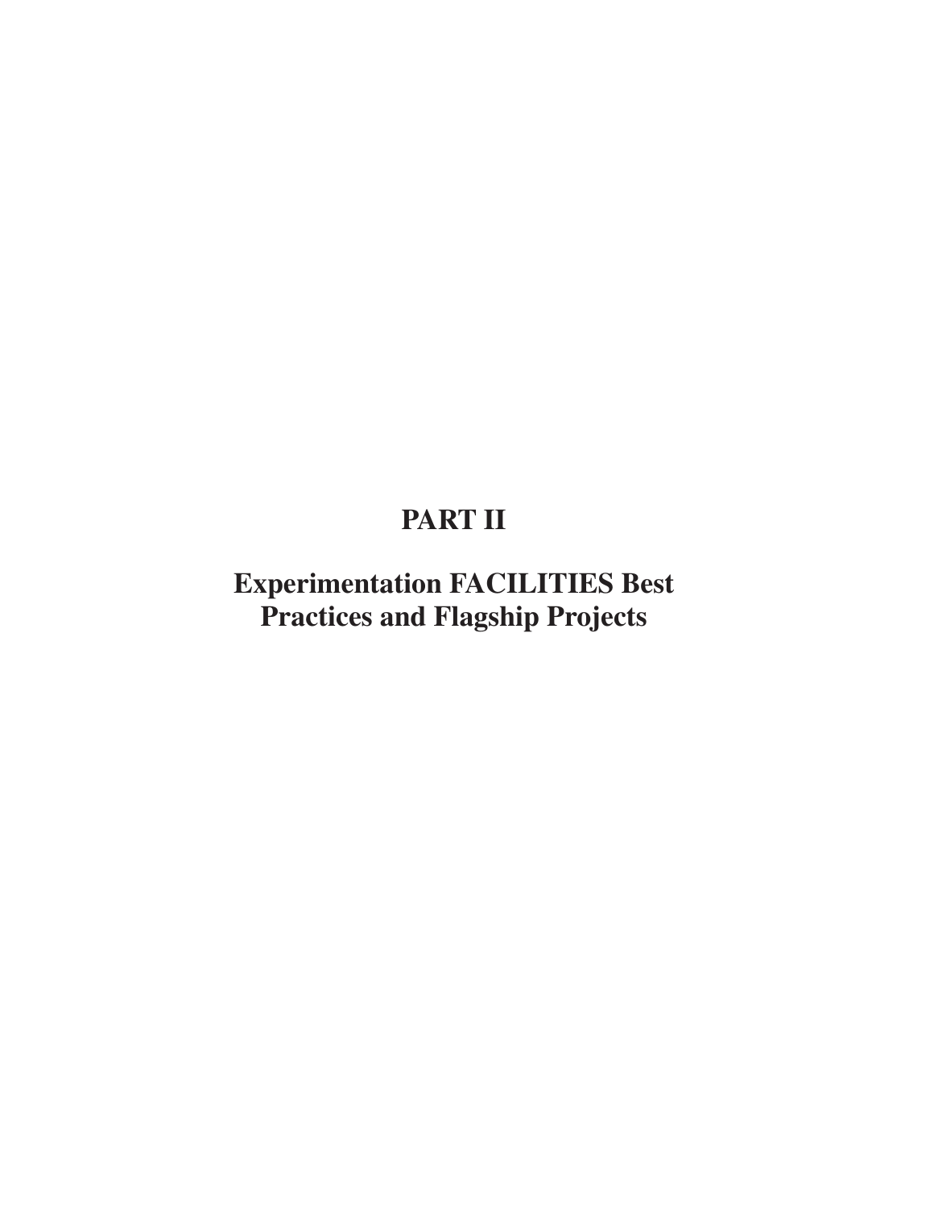# PART II

# Experimentation FACILITIES Best Practices and Flagship Projects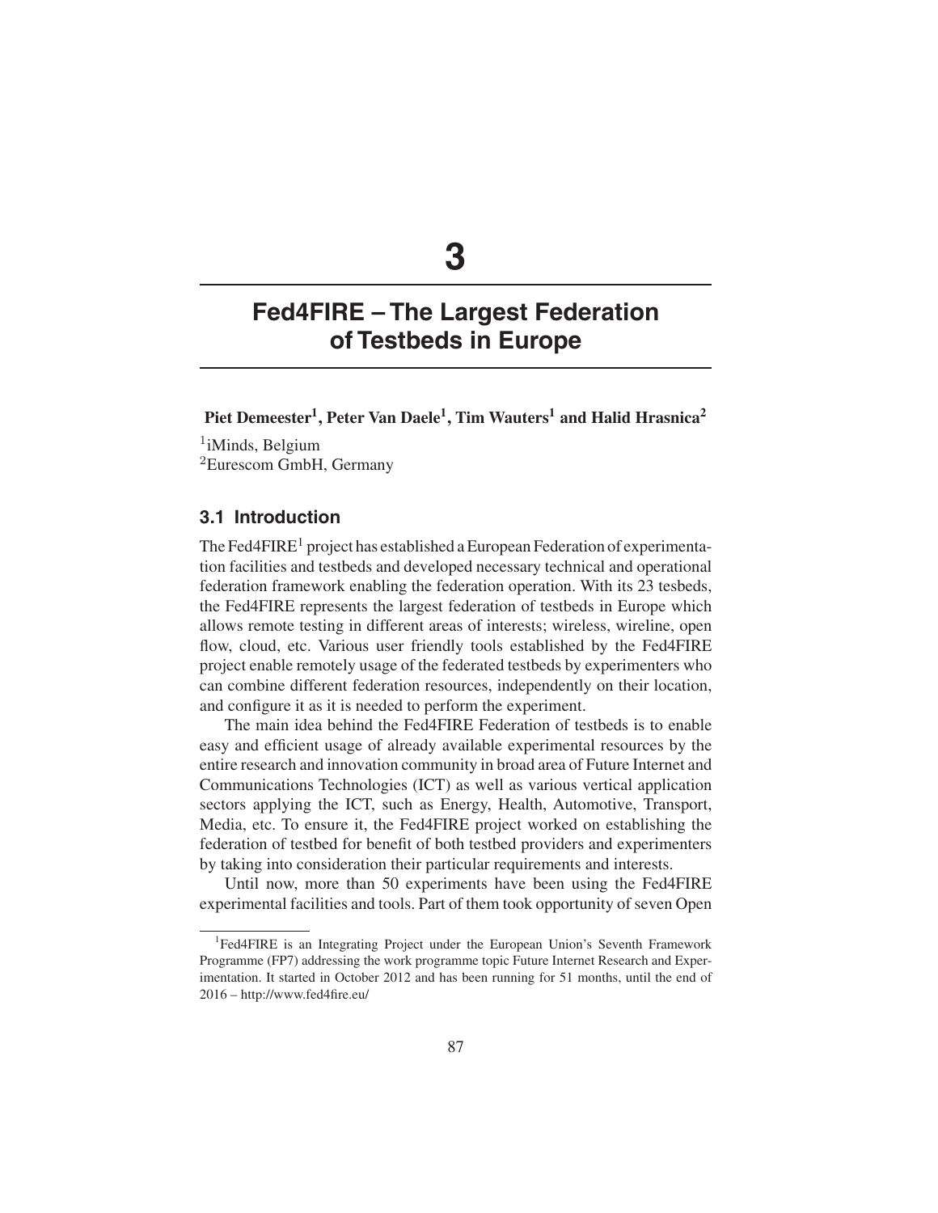# 3

# Fed4FIRE – The Largest Federation of Testbeds in Europe

**Piet Demeester[1], Peter Van Daele[1], Tim Wauters[1] and Halid Hrasnica[2]**

[1]iMinds, Belgium
[2]Eurescom GmbH, Germany

## 3.1 Introduction

The Fed4FIRE[1] project has established a European Federation of experimentation facilities and testbeds and developed necessary technical and operational federation framework enabling the federation operation. With its 23 tesbeds, the Fed4FIRE represents the largest federation of testbeds in Europe which allows remote testing in different areas of interests; wireless, wireline, open flow, cloud, etc. Various user friendly tools established by the Fed4FIRE project enable remotely usage of the federated testbeds by experimenters who can combine different federation resources, independently on their location, and configure it as it is needed to perform the experiment.

The main idea behind the Fed4FIRE Federation of testbeds is to enable easy and efficient usage of already available experimental resources by the entire research and innovation community in broad area of Future Internet and Communications Technologies (ICT) as well as various vertical application sectors applying the ICT, such as Energy, Health, Automotive, Transport, Media, etc. To ensure it, the Fed4FIRE project worked on establishing the federation of testbed for benefit of both testbed providers and experimenters by taking into consideration their particular requirements and interests.

Until now, more than 50 experiments have been using the Fed4FIRE experimental facilities and tools. Part of them took opportunity of seven Open

[1]Fed4FIRE is an Integrating Project under the European Union's Seventh Framework Programme (FP7) addressing the work programme topic Future Internet Research and Experimentation. It started in October 2012 and has been running for 51 months, until the end of 2016 – http://www.fed4fire.eu/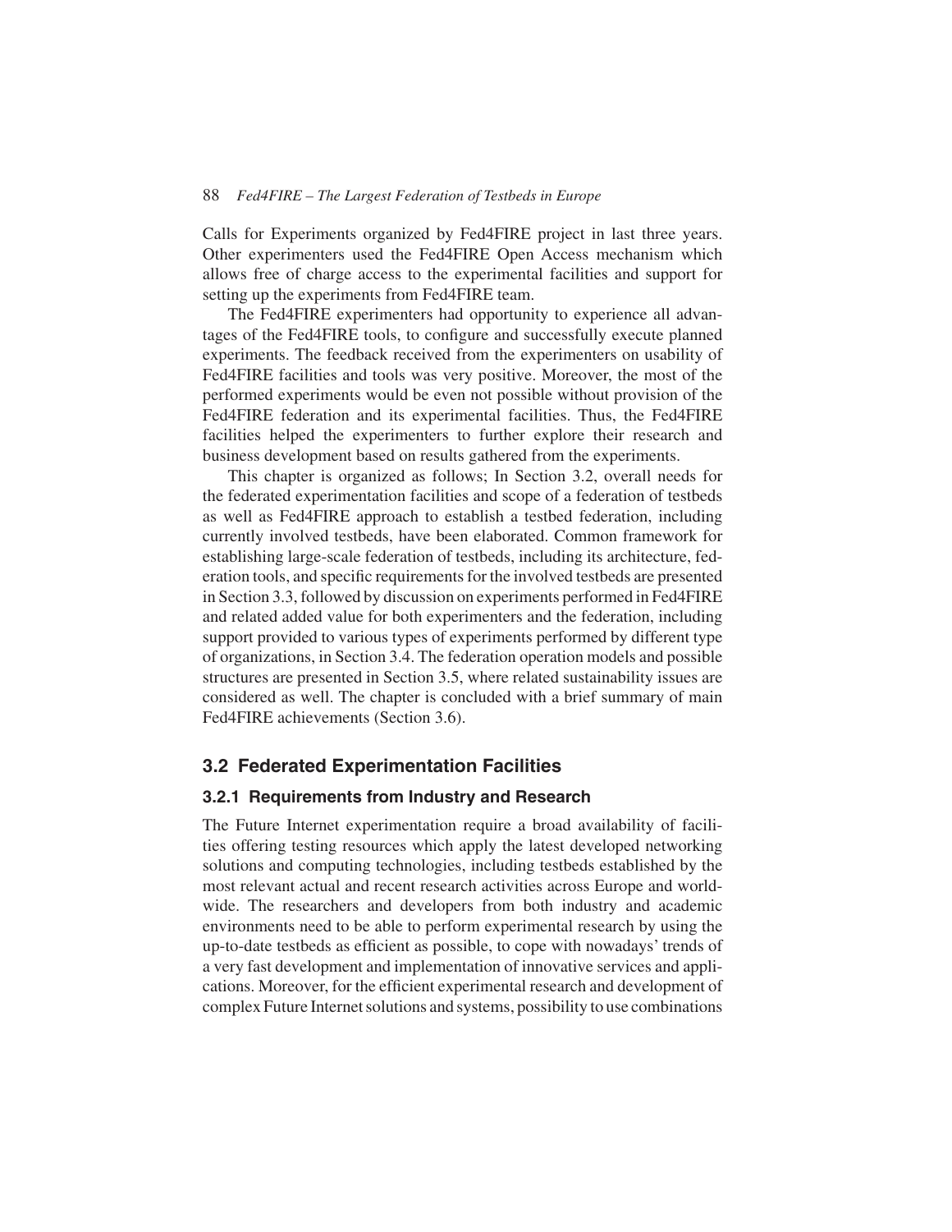Calls for Experiments organized by Fed4FIRE project in last three years. Other experimenters used the Fed4FIRE Open Access mechanism which allows free of charge access to the experimental facilities and support for setting up the experiments from Fed4FIRE team.

The Fed4FIRE experimenters had opportunity to experience all advantages of the Fed4FIRE tools, to configure and successfully execute planned experiments. The feedback received from the experimenters on usability of Fed4FIRE facilities and tools was very positive. Moreover, the most of the performed experiments would be even not possible without provision of the Fed4FIRE federation and its experimental facilities. Thus, the Fed4FIRE facilities helped the experimenters to further explore their research and business development based on results gathered from the experiments.

This chapter is organized as follows; In Section 3.2, overall needs for the federated experimentation facilities and scope of a federation of testbeds as well as Fed4FIRE approach to establish a testbed federation, including currently involved testbeds, have been elaborated. Common framework for establishing large-scale federation of testbeds, including its architecture, federation tools, and specific requirements for the involved testbeds are presented in Section 3.3, followed by discussion on experiments performed in Fed4FIRE and related added value for both experimenters and the federation, including support provided to various types of experiments performed by different type of organizations, in Section 3.4. The federation operation models and possible structures are presented in Section 3.5, where related sustainability issues are considered as well. The chapter is concluded with a brief summary of main Fed4FIRE achievements (Section 3.6).

## 3.2 Federated Experimentation Facilities

### 3.2.1 Requirements from Industry and Research

The Future Internet experimentation require a broad availability of facilities offering testing resources which apply the latest developed networking solutions and computing technologies, including testbeds established by the most relevant actual and recent research activities across Europe and worldwide. The researchers and developers from both industry and academic environments need to be able to perform experimental research by using the up-to-date testbeds as efficient as possible, to cope with nowadays' trends of a very fast development and implementation of innovative services and applications. Moreover, for the efficient experimental research and development of complex Future Internet solutions and systems, possibility to use combinations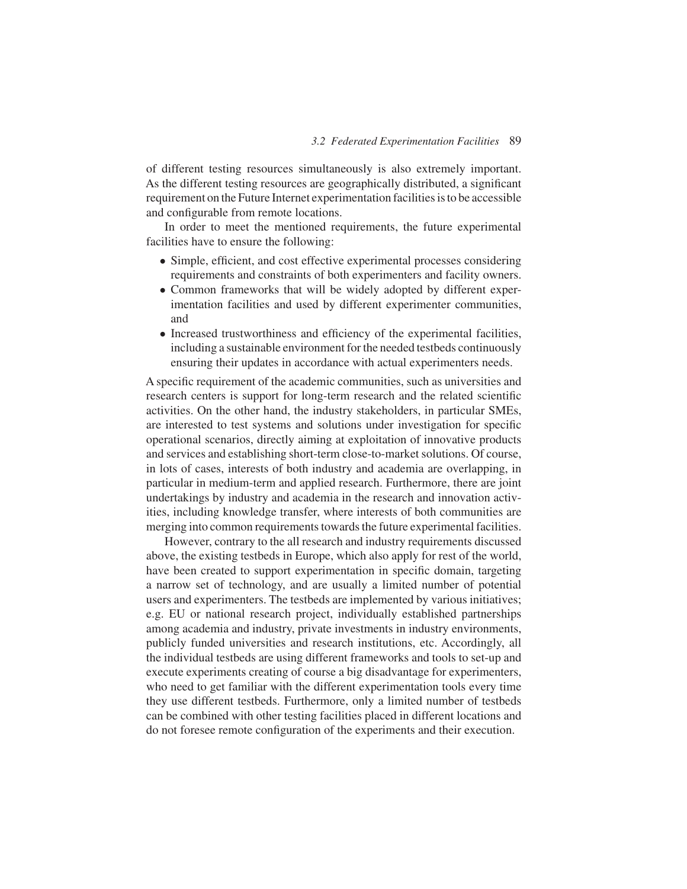of different testing resources simultaneously is also extremely important. As the different testing resources are geographically distributed, a significant requirement on the Future Internet experimentation facilities is to be accessible and configurable from remote locations.

In order to meet the mentioned requirements, the future experimental facilities have to ensure the following:

- Simple, efficient, and cost effective experimental processes considering requirements and constraints of both experimenters and facility owners.
- Common frameworks that will be widely adopted by different experimentation facilities and used by different experimenter communities, and
- Increased trustworthiness and efficiency of the experimental facilities, including a sustainable environment for the needed testbeds continuously ensuring their updates in accordance with actual experimenters needs.

A specific requirement of the academic communities, such as universities and research centers is support for long-term research and the related scientific activities. On the other hand, the industry stakeholders, in particular SMEs, are interested to test systems and solutions under investigation for specific operational scenarios, directly aiming at exploitation of innovative products and services and establishing short-term close-to-market solutions. Of course, in lots of cases, interests of both industry and academia are overlapping, in particular in medium-term and applied research. Furthermore, there are joint undertakings by industry and academia in the research and innovation activities, including knowledge transfer, where interests of both communities are merging into common requirements towards the future experimental facilities.

However, contrary to the all research and industry requirements discussed above, the existing testbeds in Europe, which also apply for rest of the world, have been created to support experimentation in specific domain, targeting a narrow set of technology, and are usually a limited number of potential users and experimenters. The testbeds are implemented by various initiatives; e.g. EU or national research project, individually established partnerships among academia and industry, private investments in industry environments, publicly funded universities and research institutions, etc. Accordingly, all the individual testbeds are using different frameworks and tools to set-up and execute experiments creating of course a big disadvantage for experimenters, who need to get familiar with the different experimentation tools every time they use different testbeds. Furthermore, only a limited number of testbeds can be combined with other testing facilities placed in different locations and do not foresee remote configuration of the experiments and their execution.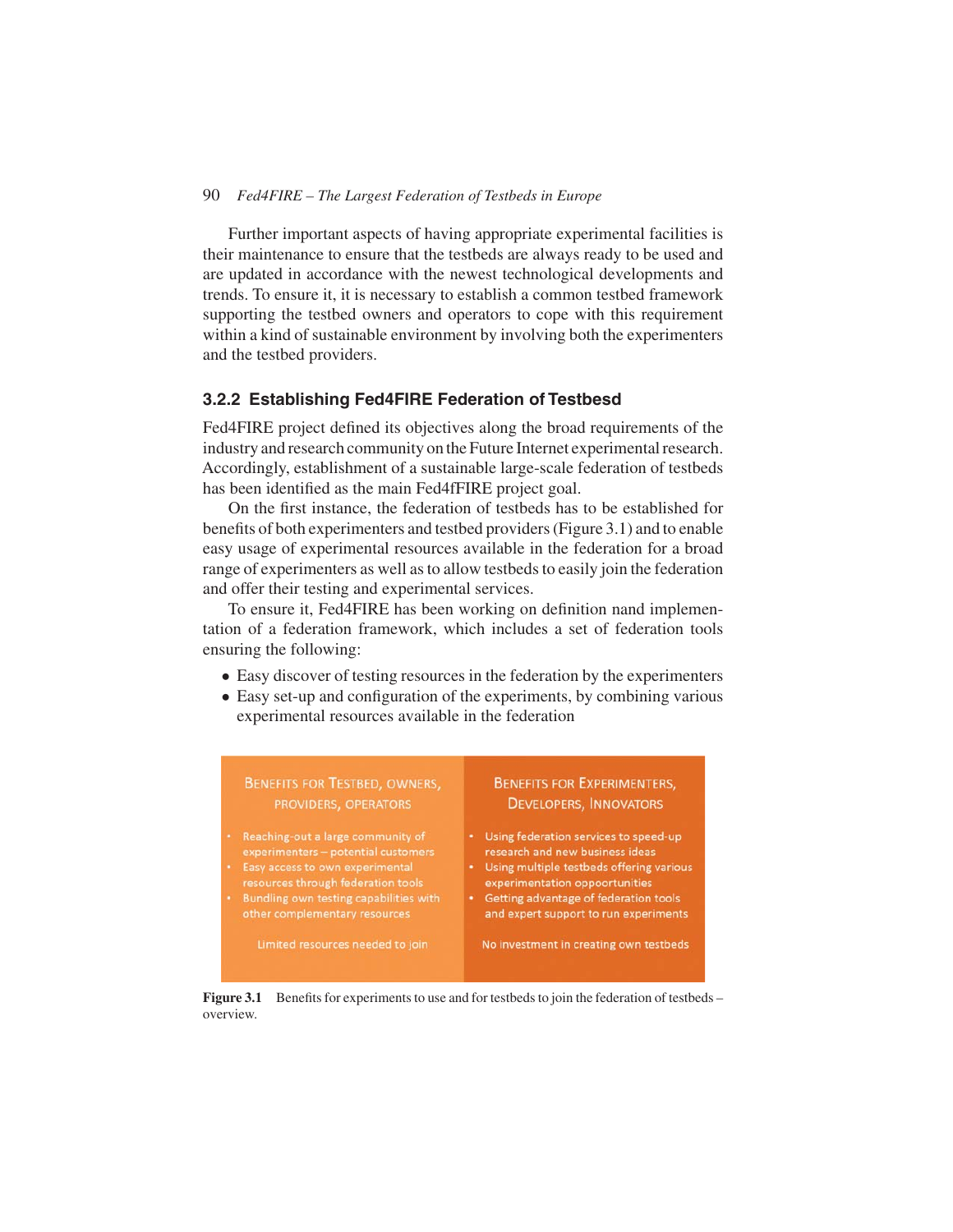Further important aspects of having appropriate experimental facilities is their maintenance to ensure that the testbeds are always ready to be used and are updated in accordance with the newest technological developments and trends. To ensure it, it is necessary to establish a common testbed framework supporting the testbed owners and operators to cope with this requirement within a kind of sustainable environment by involving both the experimenters and the testbed providers.

### 3.2.2 Establishing Fed4FIRE Federation of Testbesd

Fed4FIRE project defined its objectives along the broad requirements of the industry and research community on the Future Internet experimental research. Accordingly, establishment of a sustainable large-scale federation of testbeds has been identified as the main Fed4fFIRE project goal.

On the first instance, the federation of testbeds has to be established for benefits of both experimenters and testbed providers (Figure 3.1) and to enable easy usage of experimental resources available in the federation for a broad range of experimenters as well as to allow testbeds to easily join the federation and offer their testing and experimental services.

To ensure it, Fed4FIRE has been working on definition nand implementation of a federation framework, which includes a set of federation tools ensuring the following:

- Easy discover of testing resources in the federation by the experimenters
- Easy set-up and configuration of the experiments, by combining various experimental resources available in the federation

| Benefits for Testbed, Owners, Providers, Operators | Benefits for Experimenters, Developers, Innovators |
|---|---|
| • Reaching-out a large community of experimenters – potential customers<br>• Easy access to own experimental resources through federation tools<br>• Bundling own testing capabilities with other complementary resources | • Using federation services to speed-up research and new business ideas<br>• Using multiple testbeds offering various experimentation oppoortunities<br>• Getting advantage of federation tools and expert support to run experiments |
| Limited resources needed to join | No investment in creating own testbeds |

**Figure 3.1** Benefits for experiments to use and for testbeds to join the federation of testbeds – overview.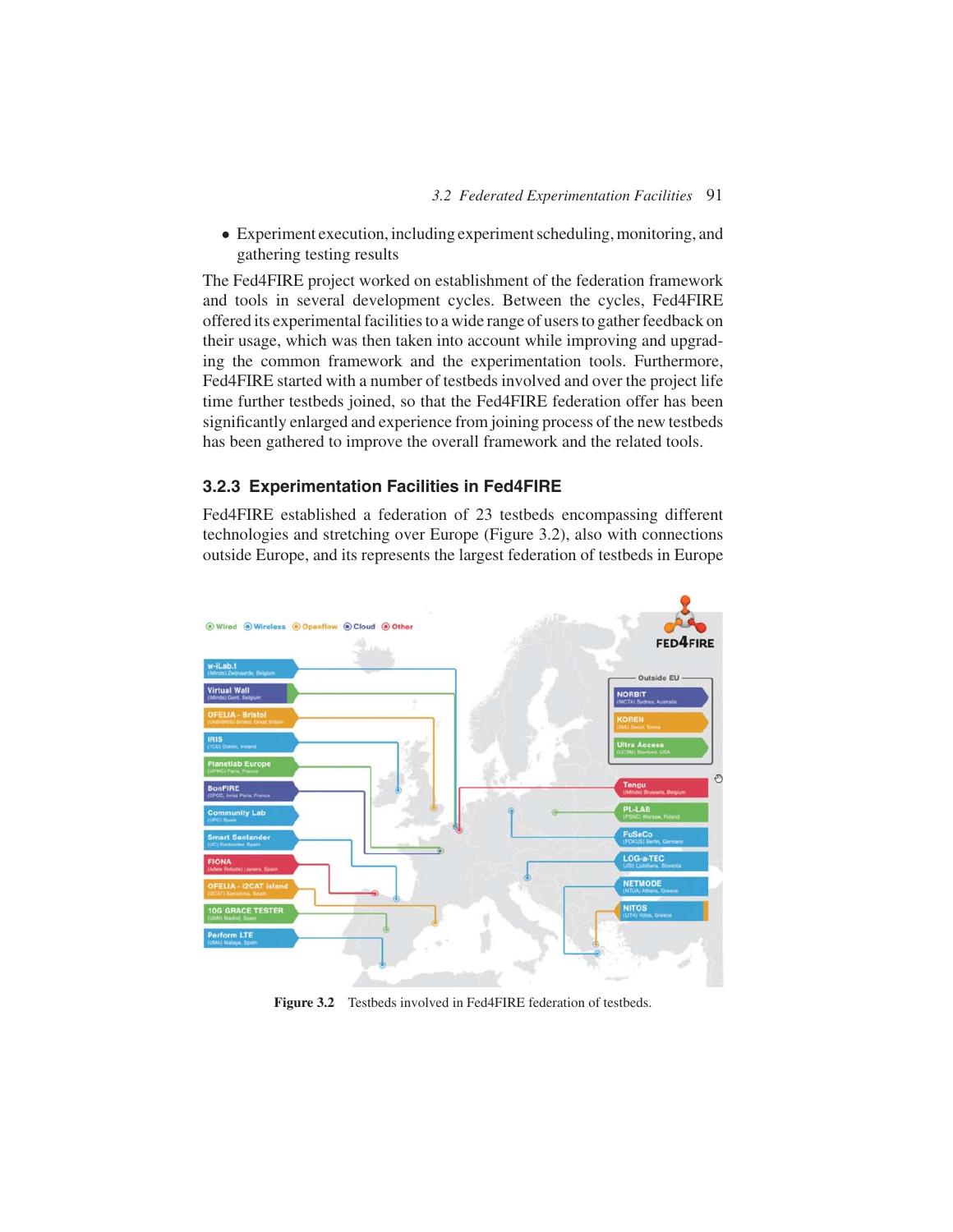- Experiment execution, including experiment scheduling, monitoring, and gathering testing results

The Fed4FIRE project worked on establishment of the federation framework and tools in several development cycles. Between the cycles, Fed4FIRE offered its experimental facilities to a wide range of users to gather feedback on their usage, which was then taken into account while improving and upgrading the common framework and the experimentation tools. Furthermore, Fed4FIRE started with a number of testbeds involved and over the project life time further testbeds joined, so that the Fed4FIRE federation offer has been significantly enlarged and experience from joining process of the new testbeds has been gathered to improve the overall framework and the related tools.

### 3.2.3 Experimentation Facilities in Fed4FIRE

Fed4FIRE established a federation of 23 testbeds encompassing different technologies and stretching over Europe (Figure 3.2), also with connections outside Europe, and its represents the largest federation of testbeds in Europe

**Figure 3.2** Testbeds involved in Fed4FIRE federation of testbeds.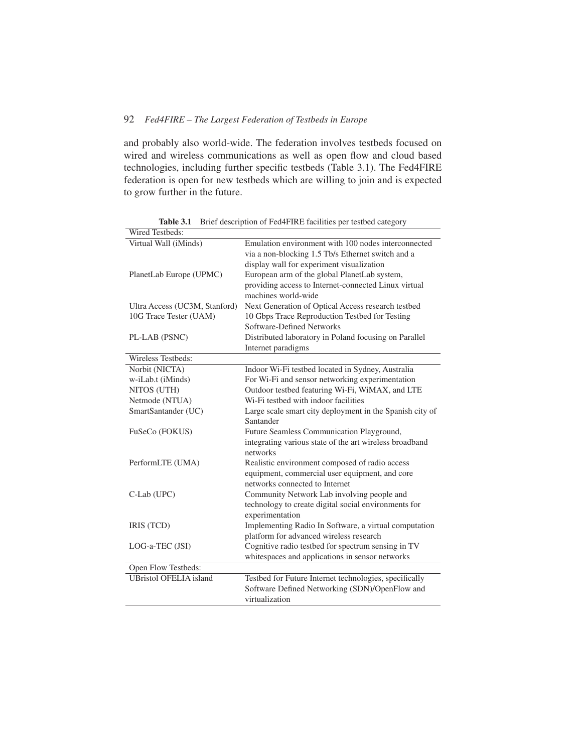and probably also world-wide. The federation involves testbeds focused on wired and wireless communications as well as open flow and cloud based technologies, including further specific testbeds (Table 3.1). The Fed4FIRE federation is open for new testbeds which are willing to join and is expected to grow further in the future.

**Table 3.1** Brief description of Fed4FIRE facilities per testbed category

| Wired Testbeds: | |
|---|---|
| Virtual Wall (iMinds) | Emulation environment with 100 nodes interconnected via a non-blocking 1.5 Tb/s Ethernet switch and a display wall for experiment visualization |
| PlanetLab Europe (UPMC) | European arm of the global PlanetLab system, providing access to Internet-connected Linux virtual machines world-wide |
| Ultra Access (UC3M, Stanford) | Next Generation of Optical Access research testbed |
| 10G Trace Tester (UAM) | 10 Gbps Trace Reproduction Testbed for Testing Software-Defined Networks |
| PL-LAB (PSNC) | Distributed laboratory in Poland focusing on Parallel Internet paradigms |
| **Wireless Testbeds:** | |
| Norbit (NICTA) | Indoor Wi-Fi testbed located in Sydney, Australia |
| w-iLab.t (iMinds) | For Wi-Fi and sensor networking experimentation |
| NITOS (UTH) | Outdoor testbed featuring Wi-Fi, WiMAX, and LTE |
| Netmode (NTUA) | Wi-Fi testbed with indoor facilities |
| SmartSantander (UC) | Large scale smart city deployment in the Spanish city of Santander |
| FuSeCo (FOKUS) | Future Seamless Communication Playground, integrating various state of the art wireless broadband networks |
| PerformLTE (UMA) | Realistic environment composed of radio access equipment, commercial user equipment, and core networks connected to Internet |
| C-Lab (UPC) | Community Network Lab involving people and technology to create digital social environments for experimentation |
| IRIS (TCD) | Implementing Radio In Software, a virtual computation platform for advanced wireless research |
| LOG-a-TEC (JSI) | Cognitive radio testbed for spectrum sensing in TV whitespaces and applications in sensor networks |
| **Open Flow Testbeds:** | |
| UBristol OFELIA island | Testbed for Future Internet technologies, specifically Software Defined Networking (SDN)/OpenFlow and virtualization |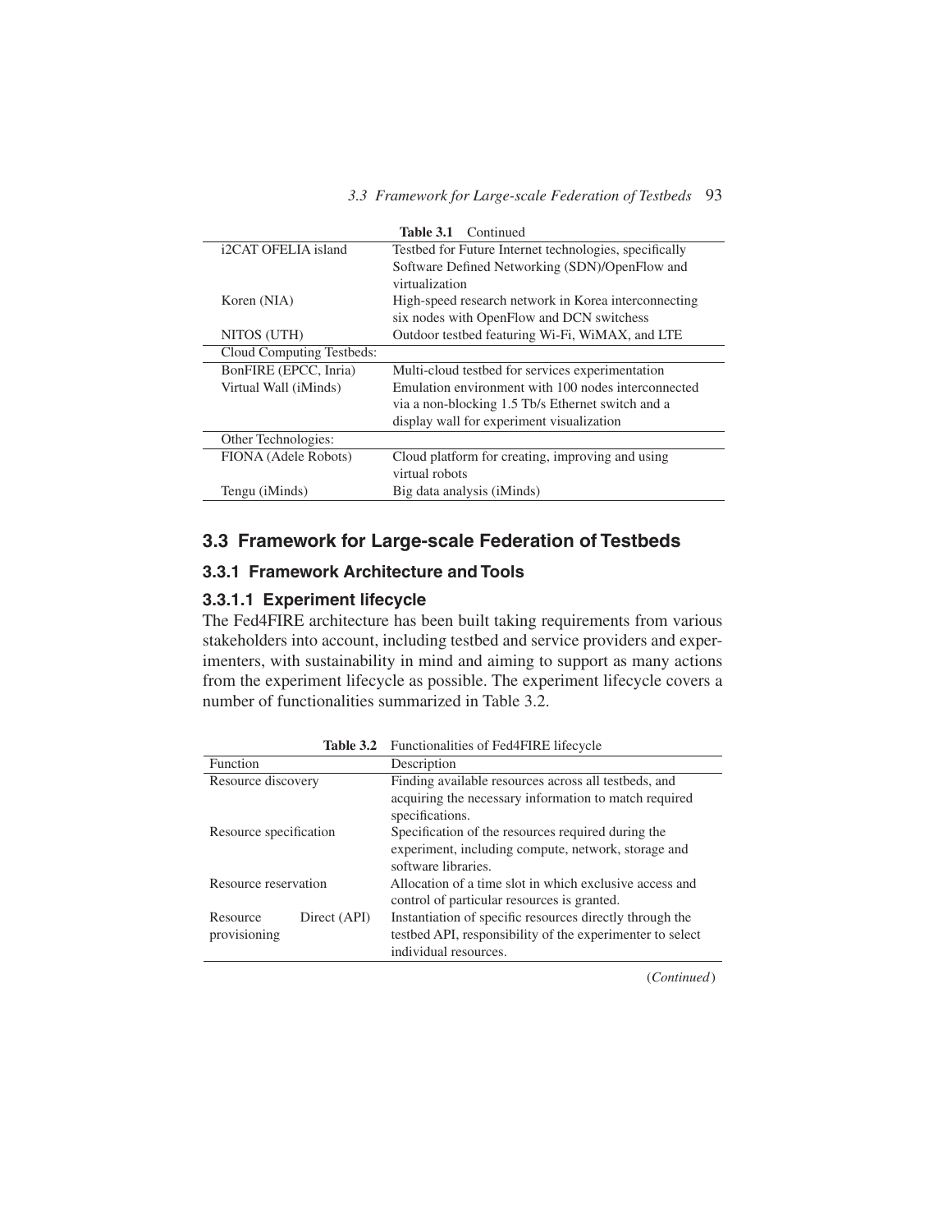**Table 3.1** Continued

| | |
|---|---|
| i2CAT OFELIA island | Testbed for Future Internet technologies, specifically Software Defined Networking (SDN)/OpenFlow and virtualization |
| Koren (NIA) | High-speed research network in Korea interconnecting six nodes with OpenFlow and DCN switchess |
| NITOS (UTH) | Outdoor testbed featuring Wi-Fi, WiMAX, and LTE |
| Cloud Computing Testbeds: | |
| BonFIRE (EPCC, Inria) | Multi-cloud testbed for services experimentation |
| Virtual Wall (iMinds) | Emulation environment with 100 nodes interconnected via a non-blocking 1.5 Tb/s Ethernet switch and a display wall for experiment visualization |
| Other Technologies: | |
| FIONA (Adele Robots) | Cloud platform for creating, improving and using virtual robots |
| Tengu (iMinds) | Big data analysis (iMinds) |

## 3.3 Framework for Large-scale Federation of Testbeds

### 3.3.1 Framework Architecture and Tools

#### 3.3.1.1 Experiment lifecycle

The Fed4FIRE architecture has been built taking requirements from various stakeholders into account, including testbed and service providers and experimenters, with sustainability in mind and aiming to support as many actions from the experiment lifecycle as possible. The experiment lifecycle covers a number of functionalities summarized in Table 3.2.

**Table 3.2** Functionalities of Fed4FIRE lifecycle

| Function | | Description |
|---|---|---|
| Resource discovery | | Finding available resources across all testbeds, and acquiring the necessary information to match required specifications. |
| Resource specification | | Specification of the resources required during the experiment, including compute, network, storage and software libraries. |
| Resource reservation | | Allocation of a time slot in which exclusive access and control of particular resources is granted. |
| Resource provisioning | Direct (API) | Instantiation of specific resources directly through the testbed API, responsibility of the experimenter to select individual resources. |

(*Continued*)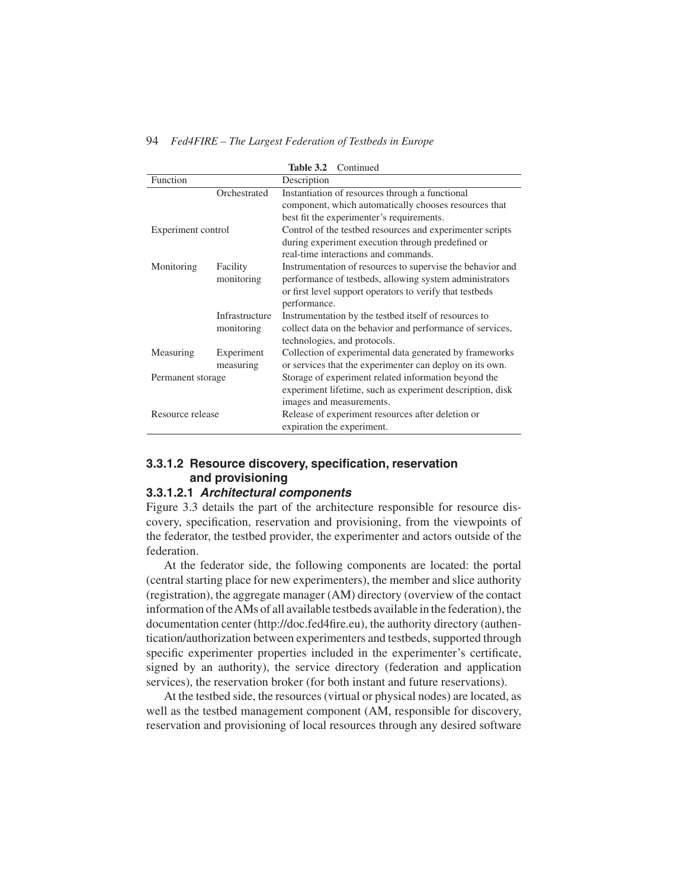**Table 3.2** Continued

| Function | | Description |
| --- | --- | --- |
| | Orchestrated | Instantiation of resources through a functional component, which automatically chooses resources that best fit the experimenter's requirements. |
| Experiment control | | Control of the testbed resources and experimenter scripts during experiment execution through predefined or real-time interactions and commands. |
| Monitoring | Facility monitoring | Instrumentation of resources to supervise the behavior and performance of testbeds, allowing system administrators or first level support operators to verify that testbeds performance. |
| | Infrastructure monitoring | Instrumentation by the testbed itself of resources to collect data on the behavior and performance of services, technologies, and protocols. |
| Measuring | Experiment measuring | Collection of experimental data generated by frameworks or services that the experimenter can deploy on its own. |
| Permanent storage | | Storage of experiment related information beyond the experiment lifetime, such as experiment description, disk images and measurements. |
| Resource release | | Release of experiment resources after deletion or expiration the experiment. |

### 3.3.1.2 Resource discovery, specification, reservation and provisioning

#### 3.3.1.2.1 *Architectural components*

Figure 3.3 details the part of the architecture responsible for resource discovery, specification, reservation and provisioning, from the viewpoints of the federator, the testbed provider, the experimenter and actors outside of the federation.

At the federator side, the following components are located: the portal (central starting place for new experimenters), the member and slice authority (registration), the aggregate manager (AM) directory (overview of the contact information of the AMs of all available testbeds available in the federation), the documentation center (http://doc.fed4fire.eu), the authority directory (authentication/authorization between experimenters and testbeds, supported through specific experimenter properties included in the experimenter's certificate, signed by an authority), the service directory (federation and application services), the reservation broker (for both instant and future reservations).

At the testbed side, the resources (virtual or physical nodes) are located, as well as the testbed management component (AM, responsible for discovery, reservation and provisioning of local resources through any desired software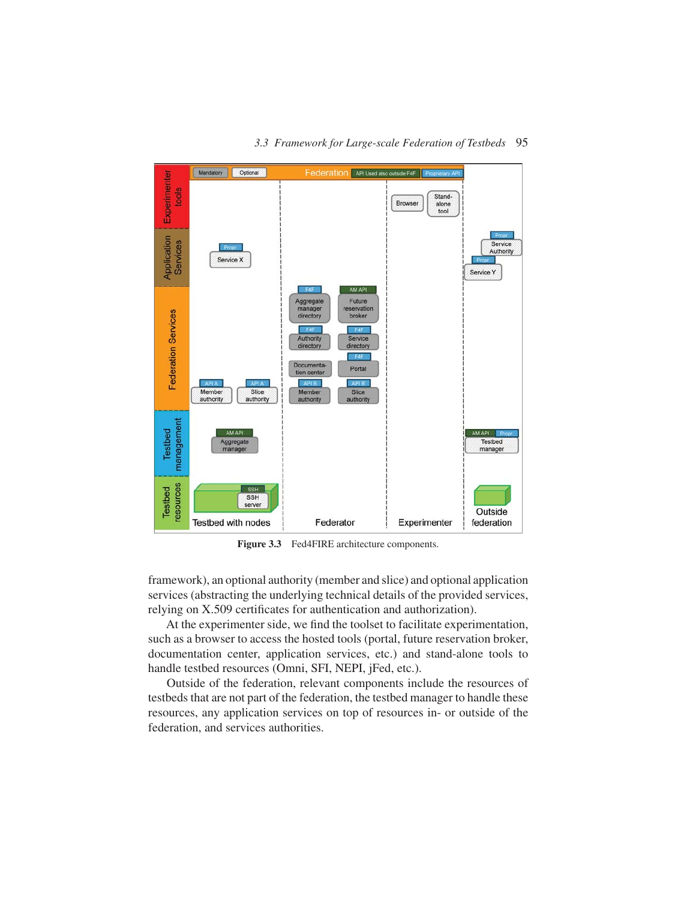Figure 3.3 Fed4FIRE architecture components.

framework), an optional authority (member and slice) and optional application services (abstracting the underlying technical details of the provided services, relying on X.509 certificates for authentication and authorization).

At the experimenter side, we find the toolset to facilitate experimentation, such as a browser to access the hosted tools (portal, future reservation broker, documentation center, application services, etc.) and stand-alone tools to handle testbed resources (Omni, SFI, NEPI, jFed, etc.).

Outside of the federation, relevant components include the resources of testbeds that are not part of the federation, the testbed manager to handle these resources, any application services on top of resources in- or outside of the federation, and services authorities.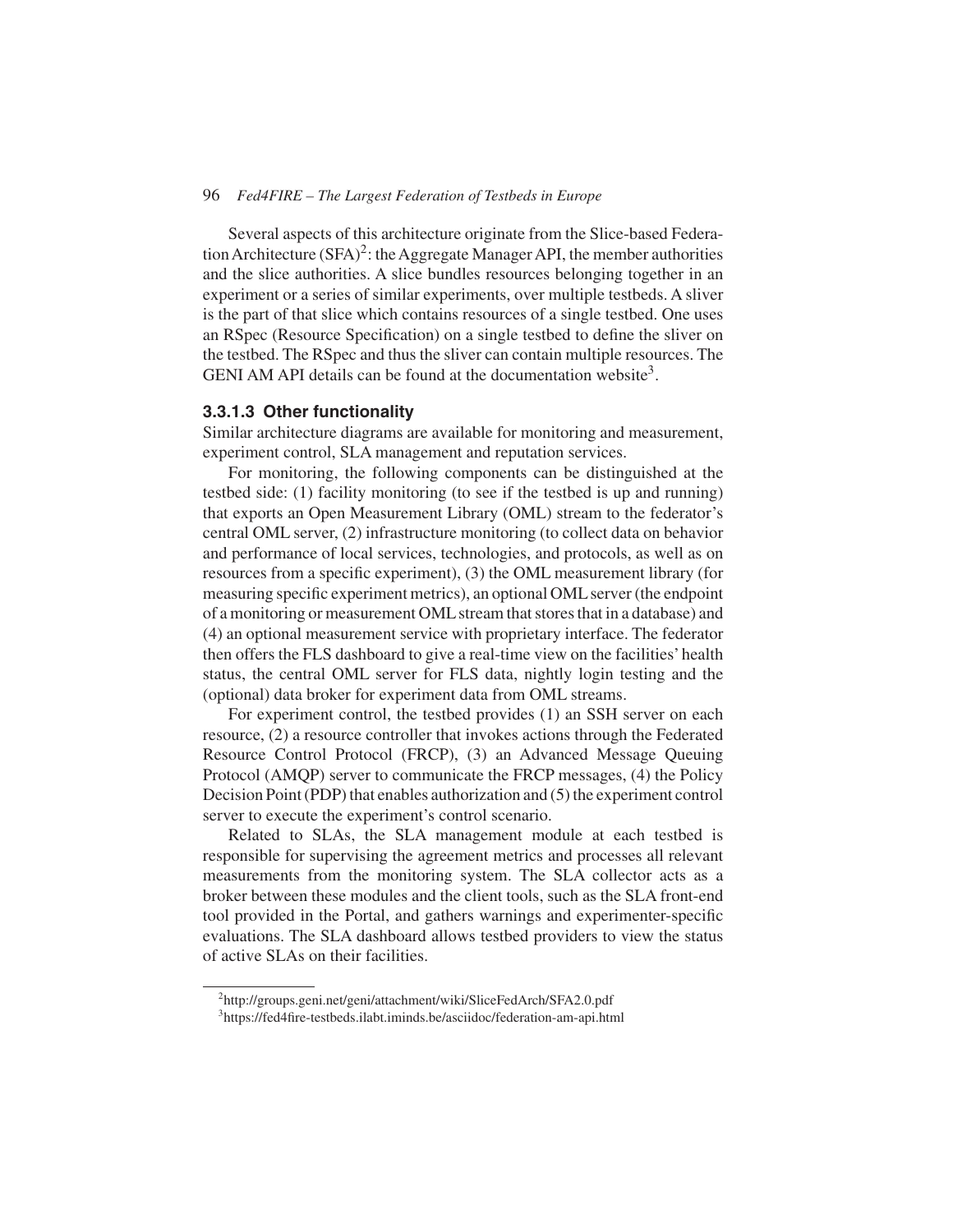Several aspects of this architecture originate from the Slice-based Federation Architecture (SFA)[2]: the Aggregate Manager API, the member authorities and the slice authorities. A slice bundles resources belonging together in an experiment or a series of similar experiments, over multiple testbeds. A sliver is the part of that slice which contains resources of a single testbed. One uses an RSpec (Resource Specification) on a single testbed to define the sliver on the testbed. The RSpec and thus the sliver can contain multiple resources. The GENI AM API details can be found at the documentation website[3].

#### 3.3.1.3 Other functionality

Similar architecture diagrams are available for monitoring and measurement, experiment control, SLA management and reputation services.

For monitoring, the following components can be distinguished at the testbed side: (1) facility monitoring (to see if the testbed is up and running) that exports an Open Measurement Library (OML) stream to the federator's central OML server, (2) infrastructure monitoring (to collect data on behavior and performance of local services, technologies, and protocols, as well as on resources from a specific experiment), (3) the OML measurement library (for measuring specific experiment metrics), an optional OML server (the endpoint of a monitoring or measurement OML stream that stores that in a database) and (4) an optional measurement service with proprietary interface. The federator then offers the FLS dashboard to give a real-time view on the facilities' health status, the central OML server for FLS data, nightly login testing and the (optional) data broker for experiment data from OML streams.

For experiment control, the testbed provides (1) an SSH server on each resource, (2) a resource controller that invokes actions through the Federated Resource Control Protocol (FRCP), (3) an Advanced Message Queuing Protocol (AMQP) server to communicate the FRCP messages, (4) the Policy Decision Point (PDP) that enables authorization and (5) the experiment control server to execute the experiment's control scenario.

Related to SLAs, the SLA management module at each testbed is responsible for supervising the agreement metrics and processes all relevant measurements from the monitoring system. The SLA collector acts as a broker between these modules and the client tools, such as the SLA front-end tool provided in the Portal, and gathers warnings and experimenter-specific evaluations. The SLA dashboard allows testbed providers to view the status of active SLAs on their facilities.

---

[2] http://groups.geni.net/geni/attachment/wiki/SliceFedArch/SFA2.0.pdf

[3] https://fed4fire-testbeds.ilabt.iminds.be/asciidoc/federation-am-api.html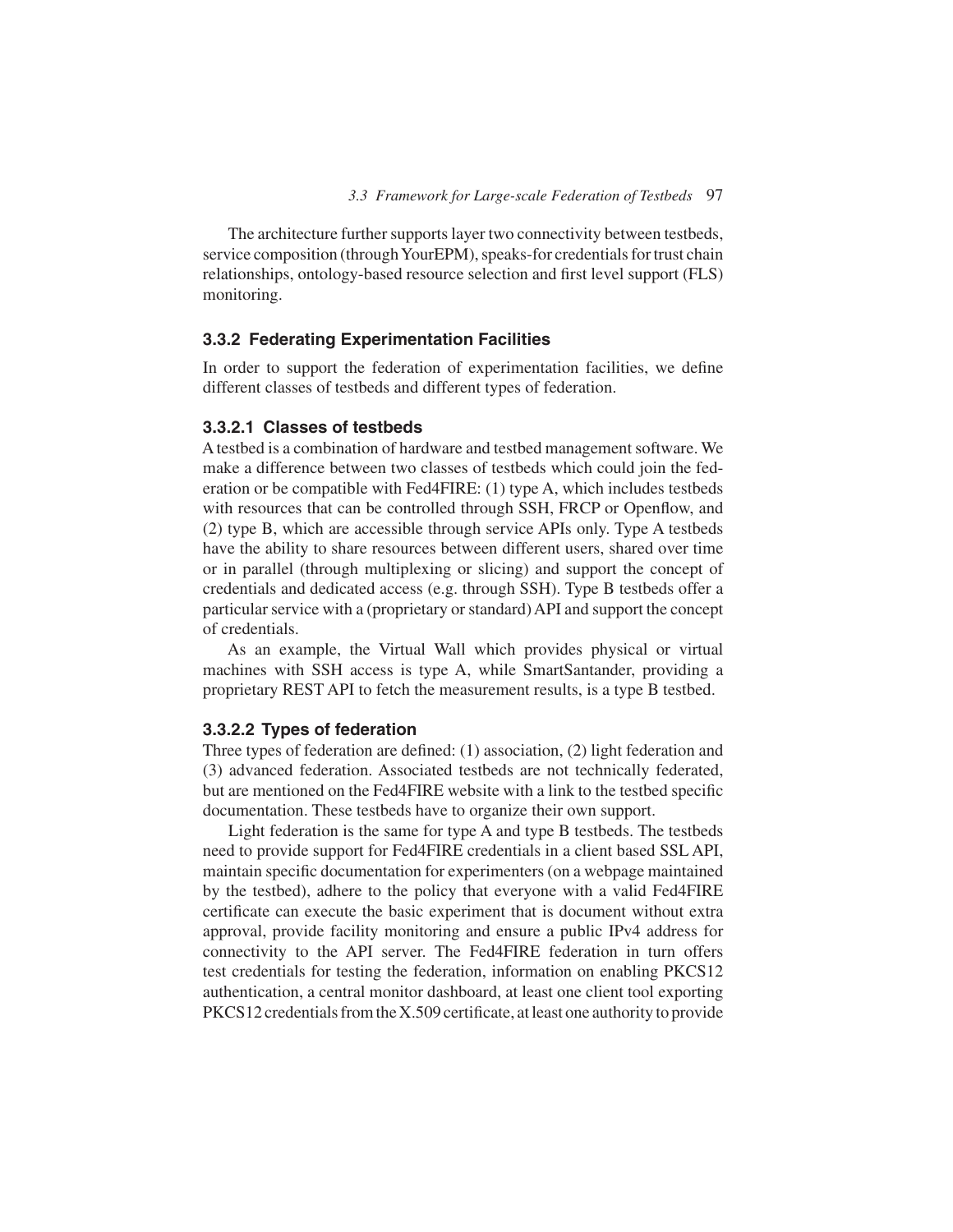The architecture further supports layer two connectivity between testbeds, service composition (through YourEPM), speaks-for credentials for trust chain relationships, ontology-based resource selection and first level support (FLS) monitoring.

### 3.3.2 Federating Experimentation Facilities

In order to support the federation of experimentation facilities, we define different classes of testbeds and different types of federation.

#### 3.3.2.1 Classes of testbeds

A testbed is a combination of hardware and testbed management software. We make a difference between two classes of testbeds which could join the federation or be compatible with Fed4FIRE: (1) type A, which includes testbeds with resources that can be controlled through SSH, FRCP or Openflow, and (2) type B, which are accessible through service APIs only. Type A testbeds have the ability to share resources between different users, shared over time or in parallel (through multiplexing or slicing) and support the concept of credentials and dedicated access (e.g. through SSH). Type B testbeds offer a particular service with a (proprietary or standard) API and support the concept of credentials.

As an example, the Virtual Wall which provides physical or virtual machines with SSH access is type A, while SmartSantander, providing a proprietary REST API to fetch the measurement results, is a type B testbed.

#### 3.3.2.2 Types of federation

Three types of federation are defined: (1) association, (2) light federation and (3) advanced federation. Associated testbeds are not technically federated, but are mentioned on the Fed4FIRE website with a link to the testbed specific documentation. These testbeds have to organize their own support.

Light federation is the same for type A and type B testbeds. The testbeds need to provide support for Fed4FIRE credentials in a client based SSL API, maintain specific documentation for experimenters (on a webpage maintained by the testbed), adhere to the policy that everyone with a valid Fed4FIRE certificate can execute the basic experiment that is document without extra approval, provide facility monitoring and ensure a public IPv4 address for connectivity to the API server. The Fed4FIRE federation in turn offers test credentials for testing the federation, information on enabling PKCS12 authentication, a central monitor dashboard, at least one client tool exporting PKCS12 credentials from the X.509 certificate, at least one authority to provide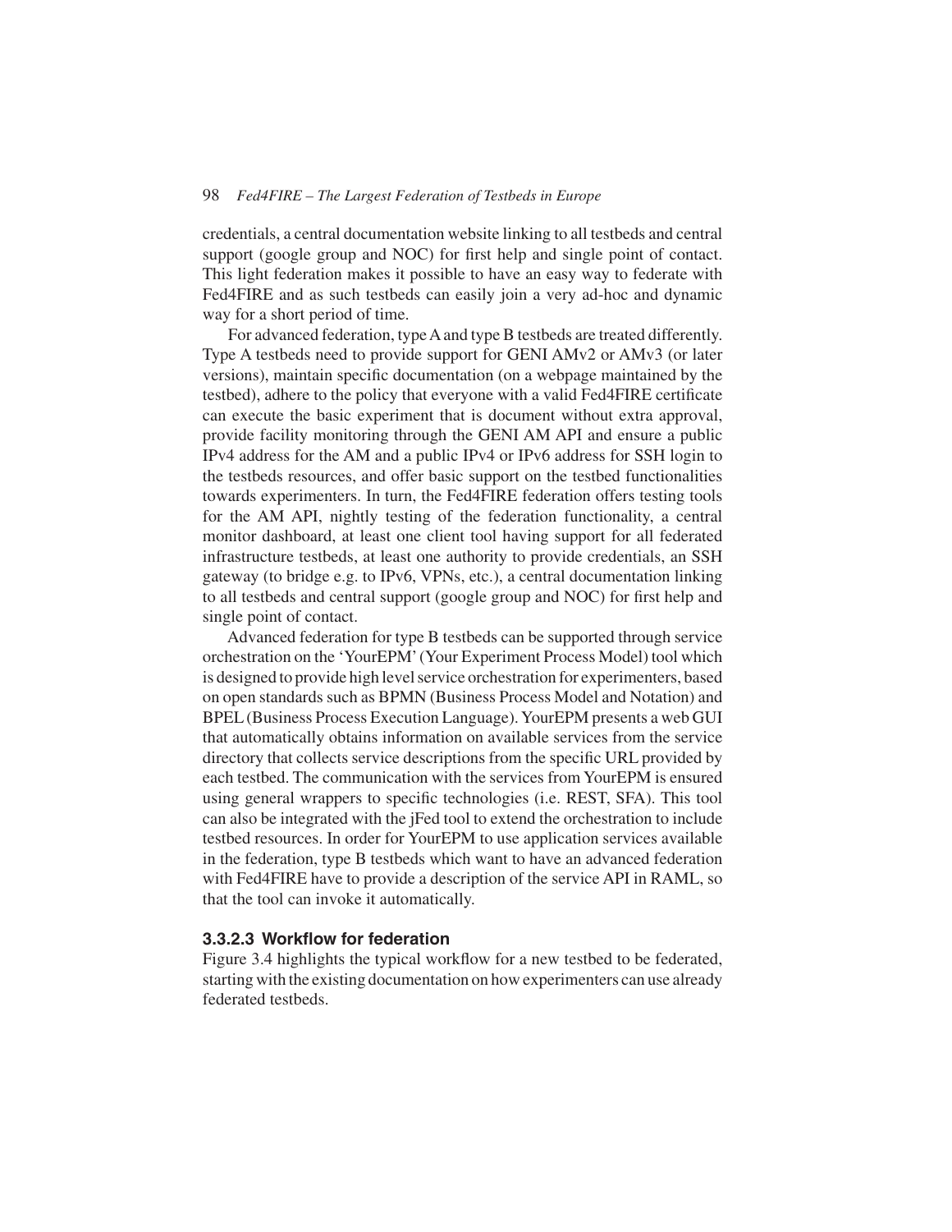credentials, a central documentation website linking to all testbeds and central support (google group and NOC) for first help and single point of contact. This light federation makes it possible to have an easy way to federate with Fed4FIRE and as such testbeds can easily join a very ad-hoc and dynamic way for a short period of time.

For advanced federation, type A and type B testbeds are treated differently. Type A testbeds need to provide support for GENI AMv2 or AMv3 (or later versions), maintain specific documentation (on a webpage maintained by the testbed), adhere to the policy that everyone with a valid Fed4FIRE certificate can execute the basic experiment that is document without extra approval, provide facility monitoring through the GENI AM API and ensure a public IPv4 address for the AM and a public IPv4 or IPv6 address for SSH login to the testbeds resources, and offer basic support on the testbed functionalities towards experimenters. In turn, the Fed4FIRE federation offers testing tools for the AM API, nightly testing of the federation functionality, a central monitor dashboard, at least one client tool having support for all federated infrastructure testbeds, at least one authority to provide credentials, an SSH gateway (to bridge e.g. to IPv6, VPNs, etc.), a central documentation linking to all testbeds and central support (google group and NOC) for first help and single point of contact.

Advanced federation for type B testbeds can be supported through service orchestration on the 'YourEPM' (Your Experiment Process Model) tool which is designed to provide high level service orchestration for experimenters, based on open standards such as BPMN (Business Process Model and Notation) and BPEL (Business Process Execution Language). YourEPM presents a web GUI that automatically obtains information on available services from the service directory that collects service descriptions from the specific URL provided by each testbed. The communication with the services from YourEPM is ensured using general wrappers to specific technologies (i.e. REST, SFA). This tool can also be integrated with the jFed tool to extend the orchestration to include testbed resources. In order for YourEPM to use application services available in the federation, type B testbeds which want to have an advanced federation with Fed4FIRE have to provide a description of the service API in RAML, so that the tool can invoke it automatically.

#### 3.3.2.3 Workflow for federation

Figure 3.4 highlights the typical workflow for a new testbed to be federated, starting with the existing documentation on how experimenters can use already federated testbeds.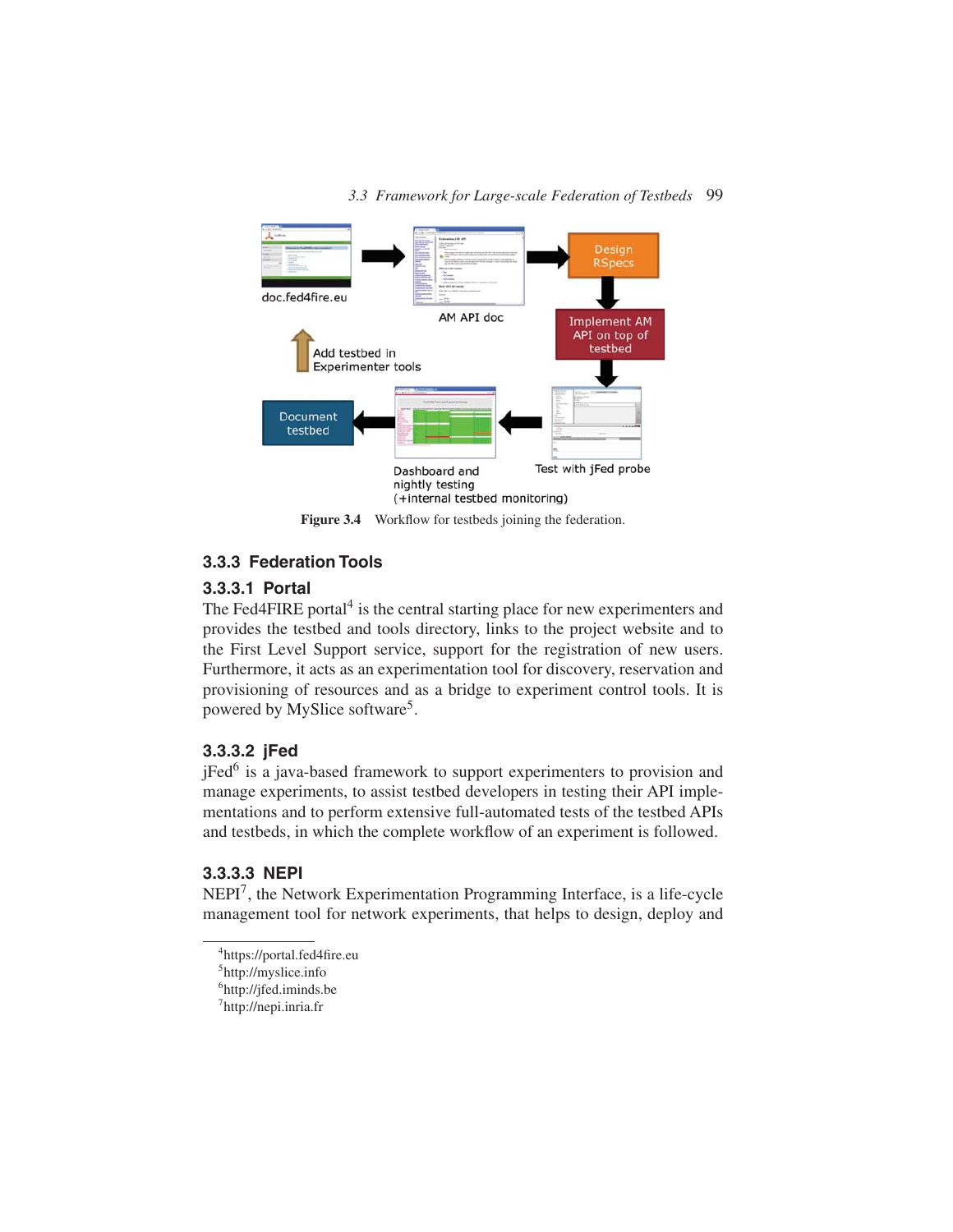Figure 3.4 Workflow for testbeds joining the federation.

### 3.3.3 Federation Tools

#### 3.3.3.1 Portal

The Fed4FIRE portal[4] is the central starting place for new experimenters and provides the testbed and tools directory, links to the project website and to the First Level Support service, support for the registration of new users. Furthermore, it acts as an experimentation tool for discovery, reservation and provisioning of resources and as a bridge to experiment control tools. It is powered by MySlice software[5].

#### 3.3.3.2 jFed

jFed[6] is a java-based framework to support experimenters to provision and manage experiments, to assist testbed developers in testing their API implementations and to perform extensive full-automated tests of the testbed APIs and testbeds, in which the complete workflow of an experiment is followed.

#### 3.3.3.3 NEPI

NEPI[7], the Network Experimentation Programming Interface, is a life-cycle management tool for network experiments, that helps to design, deploy and

---

[4] https://portal.fed4fire.eu
[5] http://myslice.info
[6] http://jfed.iminds.be
[7] http://nepi.inria.fr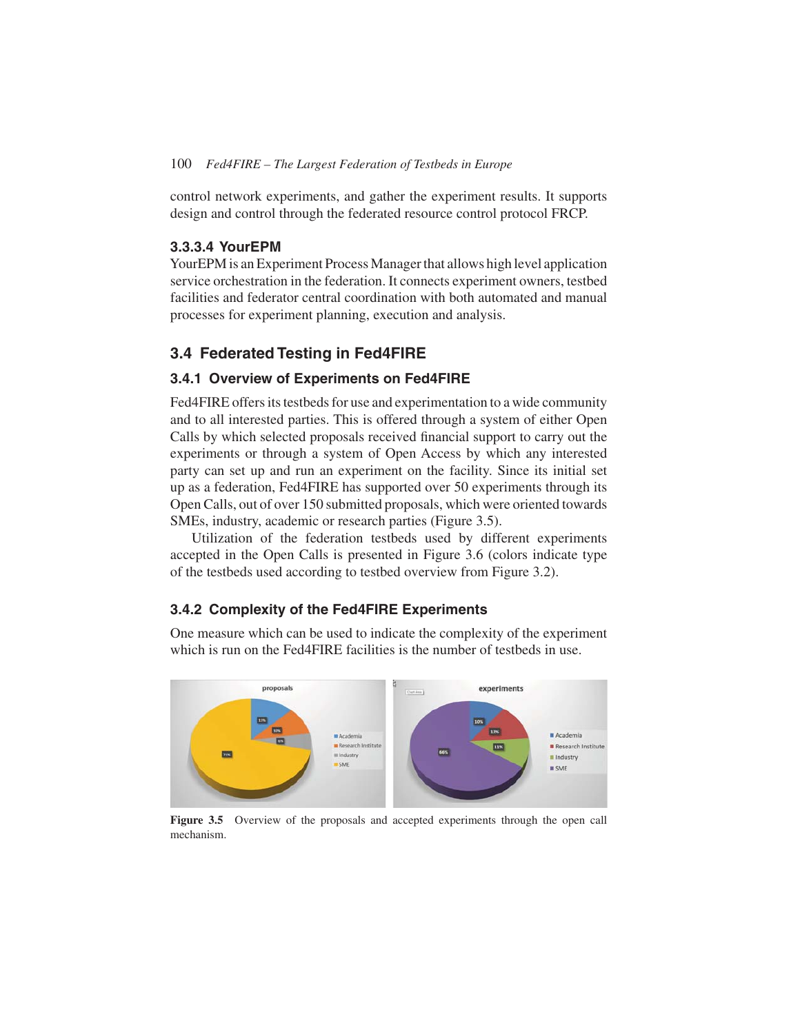control network experiments, and gather the experiment results. It supports design and control through the federated resource control protocol FRCP.

#### 3.3.3.4 YourEPM

YourEPM is an Experiment Process Manager that allows high level application service orchestration in the federation. It connects experiment owners, testbed facilities and federator central coordination with both automated and manual processes for experiment planning, execution and analysis.

## 3.4 Federated Testing in Fed4FIRE

### 3.4.1 Overview of Experiments on Fed4FIRE

Fed4FIRE offers its testbeds for use and experimentation to a wide community and to all interested parties. This is offered through a system of either Open Calls by which selected proposals received financial support to carry out the experiments or through a system of Open Access by which any interested party can set up and run an experiment on the facility. Since its initial set up as a federation, Fed4FIRE has supported over 50 experiments through its Open Calls, out of over 150 submitted proposals, which were oriented towards SMEs, industry, academic or research parties (Figure 3.5).

Utilization of the federation testbeds used by different experiments accepted in the Open Calls is presented in Figure 3.6 (colors indicate type of the testbeds used according to testbed overview from Figure 3.2).

### 3.4.2 Complexity of the Fed4FIRE Experiments

One measure which can be used to indicate the complexity of the experiment which is run on the Fed4FIRE facilities is the number of testbeds in use.

**Figure 3.5** Overview of the proposals and accepted experiments through the open call mechanism.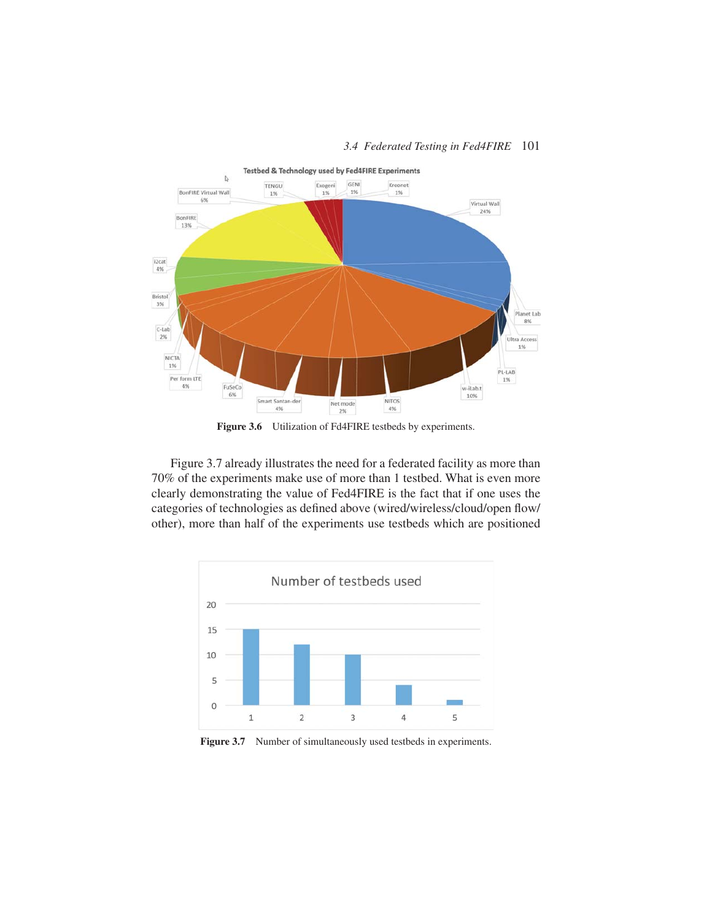Figure 3.6 Utilization of Fd4FIRE testbeds by experiments.

Figure 3.7 already illustrates the need for a federated facility as more than 70% of the experiments make use of more than 1 testbed. What is even more clearly demonstrating the value of Fed4FIRE is the fact that if one uses the categories of technologies as defined above (wired/wireless/cloud/open flow/other), more than half of the experiments use testbeds which are positioned

Figure 3.7 Number of simultaneously used testbeds in experiments.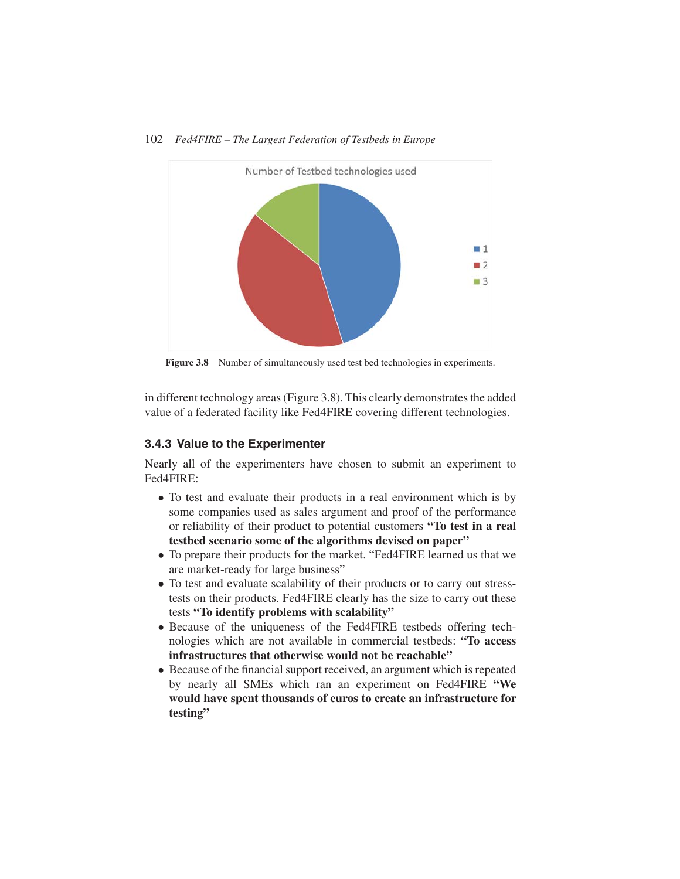Figure 3.8 Number of simultaneously used test bed technologies in experiments.

in different technology areas (Figure 3.8). This clearly demonstrates the added value of a federated facility like Fed4FIRE covering different technologies.

### 3.4.3 Value to the Experimenter

Nearly all of the experimenters have chosen to submit an experiment to Fed4FIRE:

- To test and evaluate their products in a real environment which is by some companies used as sales argument and proof of the performance or reliability of their product to potential customers **"To test in a real testbed scenario some of the algorithms devised on paper"**
- To prepare their products for the market. "Fed4FIRE learned us that we are market-ready for large business"
- To test and evaluate scalability of their products or to carry out stress-tests on their products. Fed4FIRE clearly has the size to carry out these tests **"To identify problems with scalability"**
- Because of the uniqueness of the Fed4FIRE testbeds offering technologies which are not available in commercial testbeds: **"To access infrastructures that otherwise would not be reachable"**
- Because of the financial support received, an argument which is repeated by nearly all SMEs which ran an experiment on Fed4FIRE **"We would have spent thousands of euros to create an infrastructure for testing"**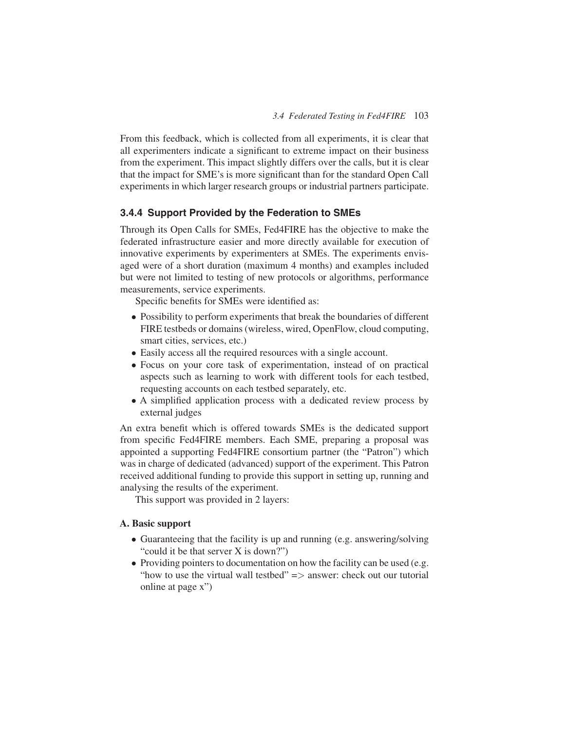From this feedback, which is collected from all experiments, it is clear that all experimenters indicate a significant to extreme impact on their business from the experiment. This impact slightly differs over the calls, but it is clear that the impact for SME's is more significant than for the standard Open Call experiments in which larger research groups or industrial partners participate.

### 3.4.4 Support Provided by the Federation to SMEs

Through its Open Calls for SMEs, Fed4FIRE has the objective to make the federated infrastructure easier and more directly available for execution of innovative experiments by experimenters at SMEs. The experiments envisaged were of a short duration (maximum 4 months) and examples included but were not limited to testing of new protocols or algorithms, performance measurements, service experiments.

Specific benefits for SMEs were identified as:

- Possibility to perform experiments that break the boundaries of different FIRE testbeds or domains (wireless, wired, OpenFlow, cloud computing, smart cities, services, etc.)
- Easily access all the required resources with a single account.
- Focus on your core task of experimentation, instead of on practical aspects such as learning to work with different tools for each testbed, requesting accounts on each testbed separately, etc.
- A simplified application process with a dedicated review process by external judges

An extra benefit which is offered towards SMEs is the dedicated support from specific Fed4FIRE members. Each SME, preparing a proposal was appointed a supporting Fed4FIRE consortium partner (the "Patron") which was in charge of dedicated (advanced) support of the experiment. This Patron received additional funding to provide this support in setting up, running and analysing the results of the experiment.

This support was provided in 2 layers:

**A. Basic support**

- Guaranteeing that the facility is up and running (e.g. answering/solving "could it be that server X is down?")
- Providing pointers to documentation on how the facility can be used (e.g. "how to use the virtual wall testbed" => answer: check out our tutorial online at page x")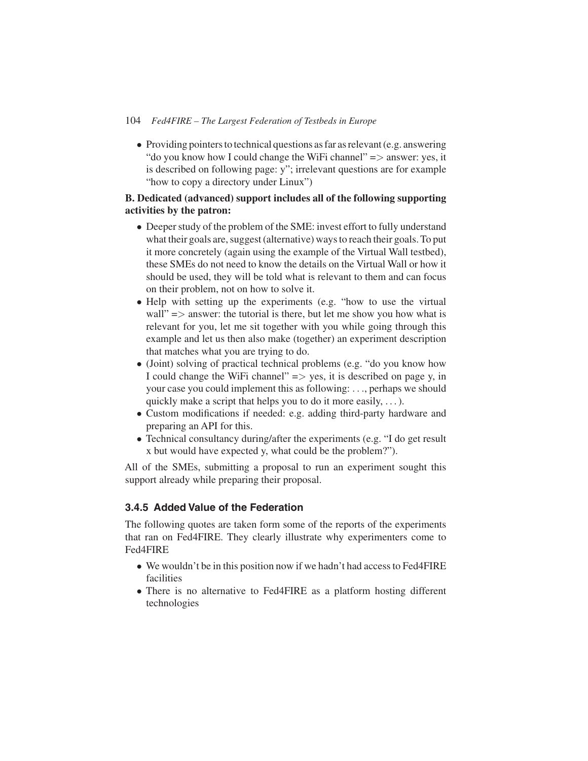- Providing pointers to technical questions as far as relevant (e.g. answering "do you know how I could change the WiFi channel" => answer: yes, it is described on following page: y"; irrelevant questions are for example "how to copy a directory under Linux")

**B. Dedicated (advanced) support includes all of the following supporting activities by the patron:**

- Deeper study of the problem of the SME: invest effort to fully understand what their goals are, suggest (alternative) ways to reach their goals. To put it more concretely (again using the example of the Virtual Wall testbed), these SMEs do not need to know the details on the Virtual Wall or how it should be used, they will be told what is relevant to them and can focus on their problem, not on how to solve it.
- Help with setting up the experiments (e.g. "how to use the virtual wall" => answer: the tutorial is there, but let me show you how what is relevant for you, let me sit together with you while going through this example and let us then also make (together) an experiment description that matches what you are trying to do.
- (Joint) solving of practical technical problems (e.g. "do you know how I could change the WiFi channel" => yes, it is described on page y, in your case you could implement this as following: . . ., perhaps we should quickly make a script that helps you to do it more easily, . . . ).
- Custom modifications if needed: e.g. adding third-party hardware and preparing an API for this.
- Technical consultancy during/after the experiments (e.g. "I do get result x but would have expected y, what could be the problem?").

All of the SMEs, submitting a proposal to run an experiment sought this support already while preparing their proposal.

### 3.4.5 Added Value of the Federation

The following quotes are taken form some of the reports of the experiments that ran on Fed4FIRE. They clearly illustrate why experimenters come to Fed4FIRE

- We wouldn't be in this position now if we hadn't had access to Fed4FIRE facilities
- There is no alternative to Fed4FIRE as a platform hosting different technologies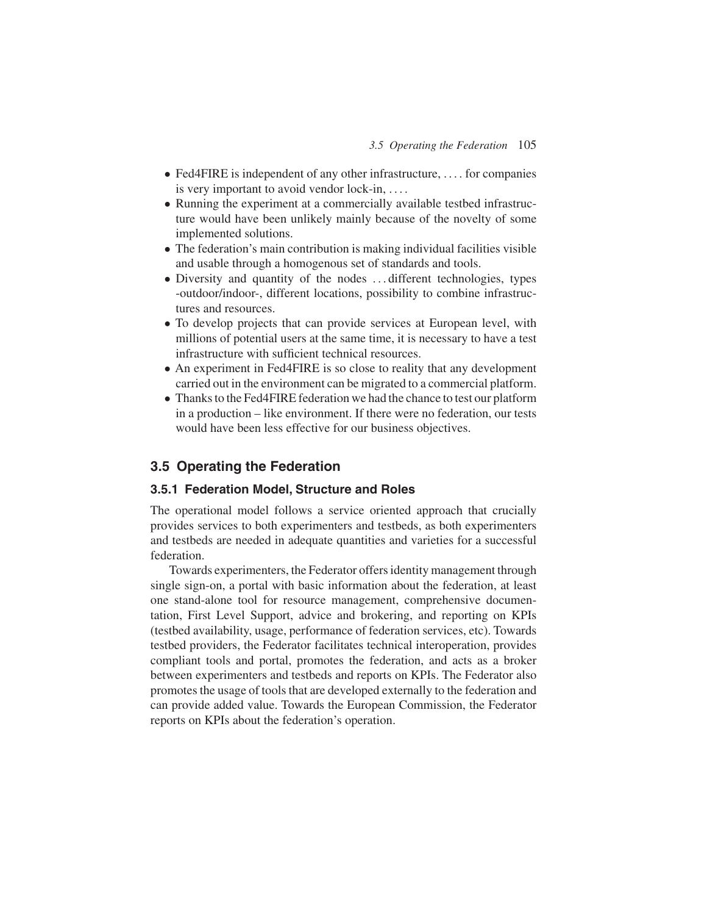- Fed4FIRE is independent of any other infrastructure, .... for companies is very important to avoid vendor lock-in, ....
- Running the experiment at a commercially available testbed infrastructure would have been unlikely mainly because of the novelty of some implemented solutions.
- The federation's main contribution is making individual facilities visible and usable through a homogenous set of standards and tools.
- Diversity and quantity of the nodes ... different technologies, types -outdoor/indoor-, different locations, possibility to combine infrastructures and resources.
- To develop projects that can provide services at European level, with millions of potential users at the same time, it is necessary to have a test infrastructure with sufficient technical resources.
- An experiment in Fed4FIRE is so close to reality that any development carried out in the environment can be migrated to a commercial platform.
- Thanks to the Fed4FIRE federation we had the chance to test our platform in a production – like environment. If there were no federation, our tests would have been less effective for our business objectives.

## 3.5 Operating the Federation

### 3.5.1 Federation Model, Structure and Roles

The operational model follows a service oriented approach that crucially provides services to both experimenters and testbeds, as both experimenters and testbeds are needed in adequate quantities and varieties for a successful federation.

Towards experimenters, the Federator offers identity management through single sign-on, a portal with basic information about the federation, at least one stand-alone tool for resource management, comprehensive documentation, First Level Support, advice and brokering, and reporting on KPIs (testbed availability, usage, performance of federation services, etc). Towards testbed providers, the Federator facilitates technical interoperation, provides compliant tools and portal, promotes the federation, and acts as a broker between experimenters and testbeds and reports on KPIs. The Federator also promotes the usage of tools that are developed externally to the federation and can provide added value. Towards the European Commission, the Federator reports on KPIs about the federation's operation.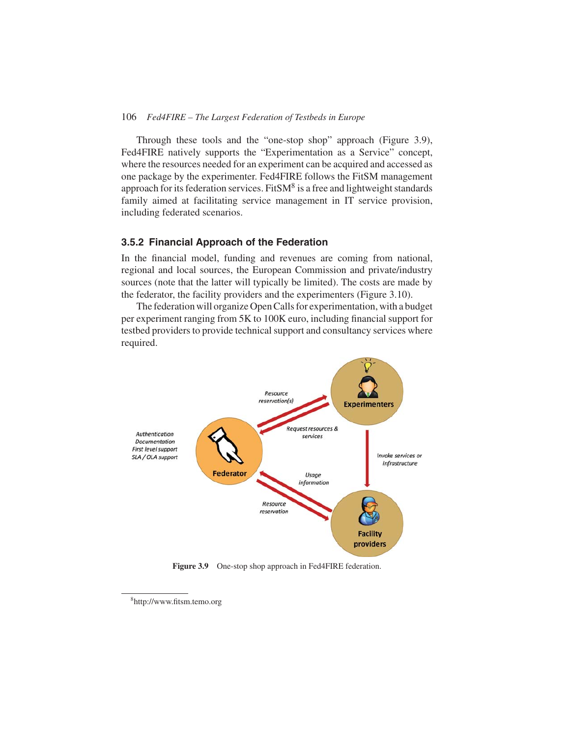Through these tools and the "one-stop shop" approach (Figure 3.9), Fed4FIRE natively supports the "Experimentation as a Service" concept, where the resources needed for an experiment can be acquired and accessed as one package by the experimenter. Fed4FIRE follows the FitSM management approach for its federation services. FitSM[8] is a free and lightweight standards family aimed at facilitating service management in IT service provision, including federated scenarios.

### 3.5.2 Financial Approach of the Federation

In the financial model, funding and revenues are coming from national, regional and local sources, the European Commission and private/industry sources (note that the latter will typically be limited). The costs are made by the federator, the facility providers and the experimenters (Figure 3.10).

The federation will organize Open Calls for experimentation, with a budget per experiment ranging from 5K to 100K euro, including financial support for testbed providers to provide technical support and consultancy services where required.

**Figure 3.9** One-stop shop approach in Fed4FIRE federation.

[8] http://www.fitsm.temo.org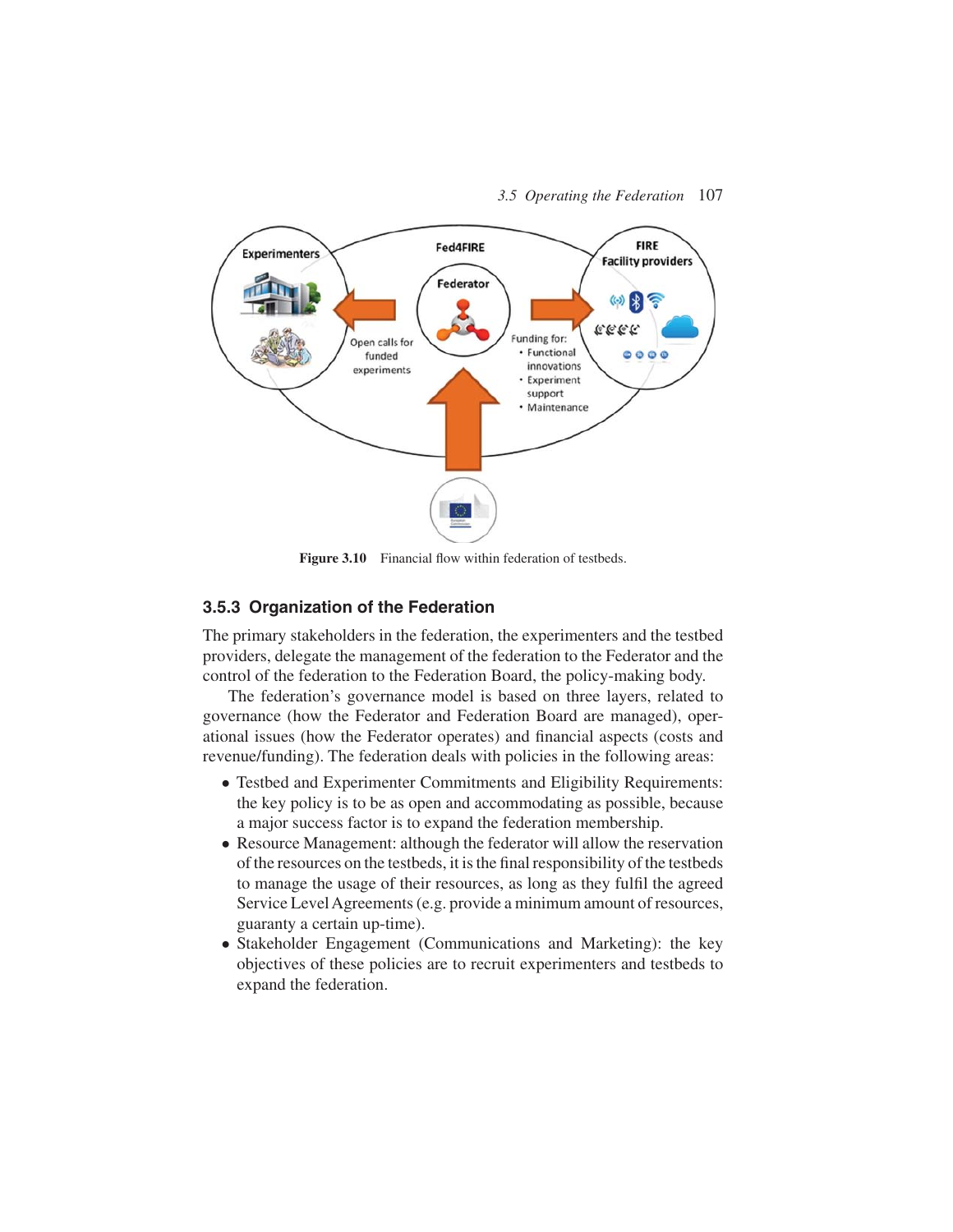Figure 3.10 Financial flow within federation of testbeds.

### 3.5.3 Organization of the Federation

The primary stakeholders in the federation, the experimenters and the testbed providers, delegate the management of the federation to the Federator and the control of the federation to the Federation Board, the policy-making body.

The federation's governance model is based on three layers, related to governance (how the Federator and Federation Board are managed), operational issues (how the Federator operates) and financial aspects (costs and revenue/funding). The federation deals with policies in the following areas:

- Testbed and Experimenter Commitments and Eligibility Requirements: the key policy is to be as open and accommodating as possible, because a major success factor is to expand the federation membership.
- Resource Management: although the federator will allow the reservation of the resources on the testbeds, it is the final responsibility of the testbeds to manage the usage of their resources, as long as they fulfil the agreed Service Level Agreements (e.g. provide a minimum amount of resources, guaranty a certain up-time).
- Stakeholder Engagement (Communications and Marketing): the key objectives of these policies are to recruit experimenters and testbeds to expand the federation.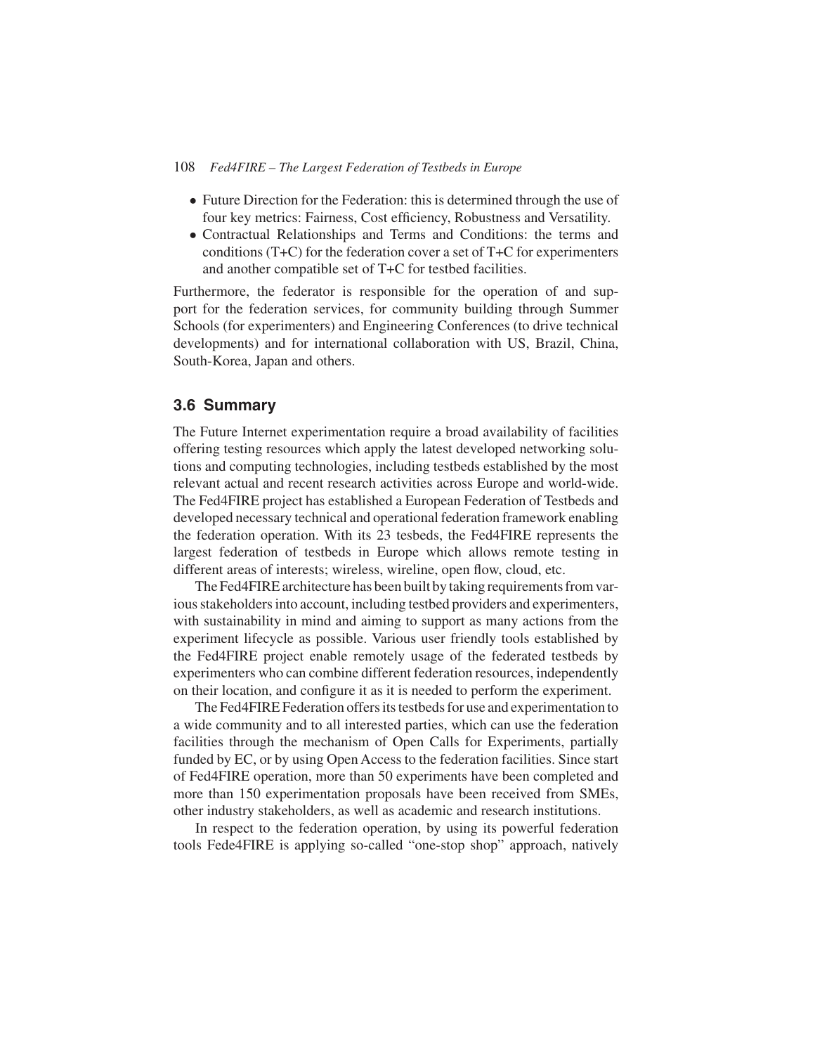- Future Direction for the Federation: this is determined through the use of four key metrics: Fairness, Cost efficiency, Robustness and Versatility.
- Contractual Relationships and Terms and Conditions: the terms and conditions (T+C) for the federation cover a set of T+C for experimenters and another compatible set of T+C for testbed facilities.

Furthermore, the federator is responsible for the operation of and support for the federation services, for community building through Summer Schools (for experimenters) and Engineering Conferences (to drive technical developments) and for international collaboration with US, Brazil, China, South-Korea, Japan and others.

## 3.6 Summary

The Future Internet experimentation require a broad availability of facilities offering testing resources which apply the latest developed networking solutions and computing technologies, including testbeds established by the most relevant actual and recent research activities across Europe and world-wide. The Fed4FIRE project has established a European Federation of Testbeds and developed necessary technical and operational federation framework enabling the federation operation. With its 23 tesbeds, the Fed4FIRE represents the largest federation of testbeds in Europe which allows remote testing in different areas of interests; wireless, wireline, open flow, cloud, etc.

The Fed4FIRE architecture has been built by taking requirements from various stakeholders into account, including testbed providers and experimenters, with sustainability in mind and aiming to support as many actions from the experiment lifecycle as possible. Various user friendly tools established by the Fed4FIRE project enable remotely usage of the federated testbeds by experimenters who can combine different federation resources, independently on their location, and configure it as it is needed to perform the experiment.

The Fed4FIRE Federation offers its testbeds for use and experimentation to a wide community and to all interested parties, which can use the federation facilities through the mechanism of Open Calls for Experiments, partially funded by EC, or by using Open Access to the federation facilities. Since start of Fed4FIRE operation, more than 50 experiments have been completed and more than 150 experimentation proposals have been received from SMEs, other industry stakeholders, as well as academic and research institutions.

In respect to the federation operation, by using its powerful federation tools Fede4FIRE is applying so-called "one-stop shop" approach, natively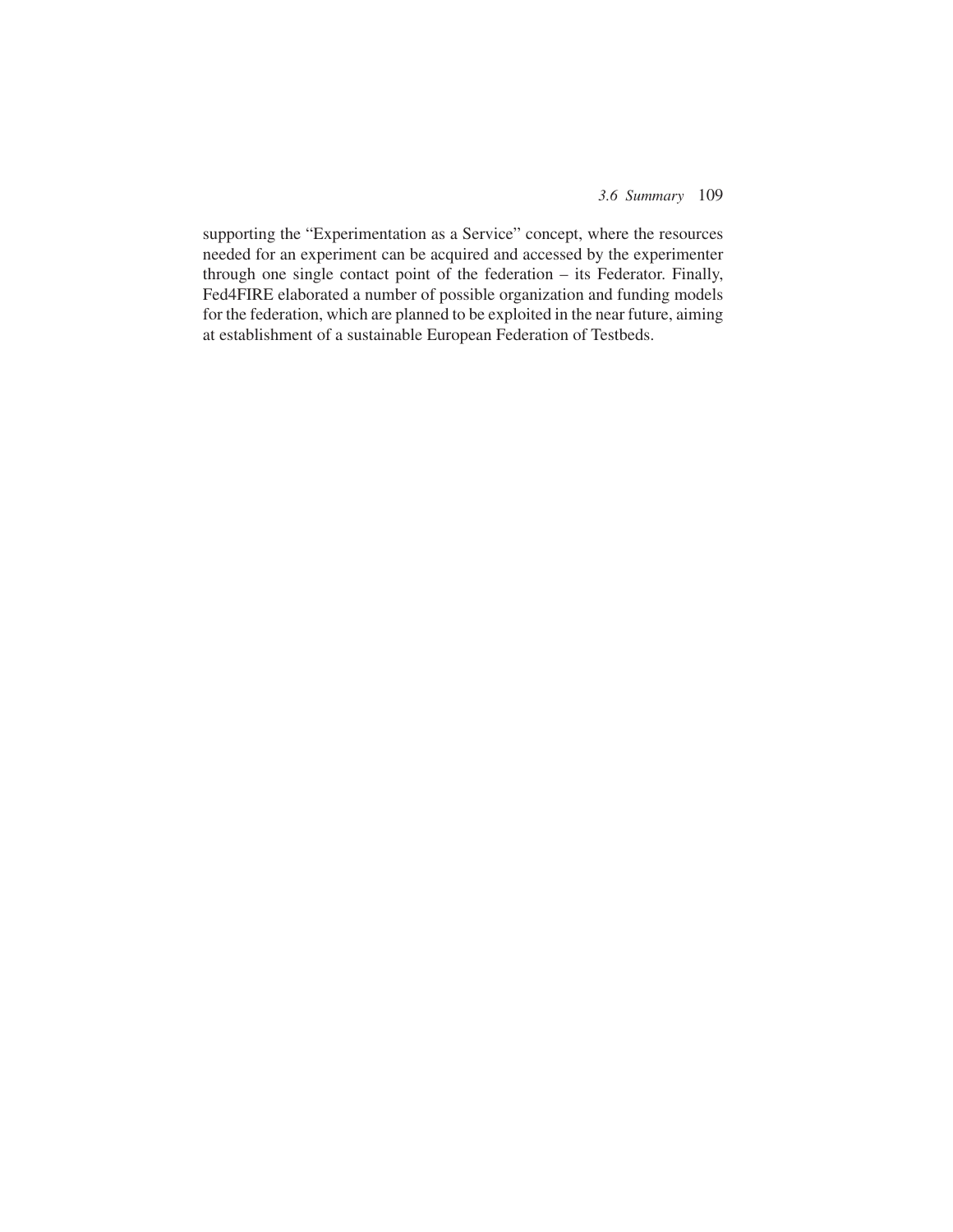supporting the "Experimentation as a Service" concept, where the resources needed for an experiment can be acquired and accessed by the experimenter through one single contact point of the federation – its Federator. Finally, Fed4FIRE elaborated a number of possible organization and funding models for the federation, which are planned to be exploited in the near future, aiming at establishment of a sustainable European Federation of Testbeds.